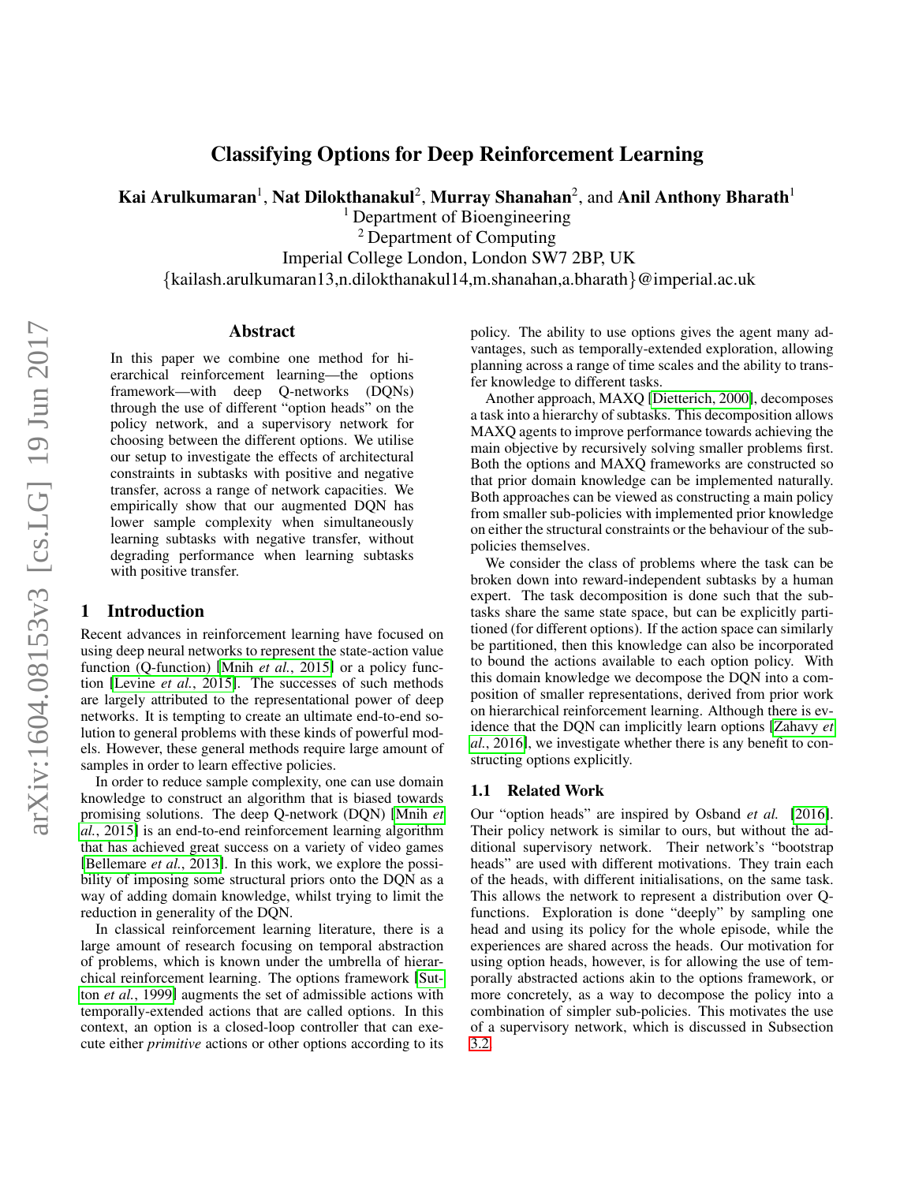# Classifying Options for Deep Reinforcement Learning

**Kai Arulkumaran**[1], **Nat Dilokthanakul**[2], **Murray Shanahan**[2], and **Anil Anthony Bharath**[1]

[1] Department of Bioengineering
[2] Department of Computing
Imperial College London, London SW7 2BP, UK
{kailash.arulkumaran13,n.dilokthanakul14,m.shanahan,a.bharath}@imperial.ac.uk

## Abstract

In this paper we combine one method for hierarchical reinforcement learning—the options framework—with deep Q-networks (DQNs) through the use of different "option heads" on the policy network, and a supervisory network for choosing between the different options. We utilise our setup to investigate the effects of architectural constraints in subtasks with positive and negative transfer, across a range of network capacities. We empirically show that our augmented DQN has lower sample complexity when simultaneously learning subtasks with negative transfer, without degrading performance when learning subtasks with positive transfer.

## 1 Introduction

Recent advances in reinforcement learning have focused on using deep neural networks to represent the state-action value function (Q-function) [Mnih *et al.*, 2015] or a policy function [Levine *et al.*, 2015]. The successes of such methods are largely attributed to the representational power of deep networks. It is tempting to create an ultimate end-to-end solution to general problems with these kinds of powerful models. However, these general methods require large amount of samples in order to learn effective policies.

In order to reduce sample complexity, one can use domain knowledge to construct an algorithm that is biased towards promising solutions. The deep Q-network (DQN) [Mnih *et al.*, 2015] is an end-to-end reinforcement learning algorithm that has achieved great success on a variety of video games [Bellemare *et al.*, 2013]. In this work, we explore the possibility of imposing some structural priors onto the DQN as a way of adding domain knowledge, whilst trying to limit the reduction in generality of the DQN.

In classical reinforcement learning literature, there is a large amount of research focusing on temporal abstraction of problems, which is known under the umbrella of hierarchical reinforcement learning. The options framework [Sutton *et al.*, 1999] augments the set of admissible actions with temporally-extended actions that are called options. In this context, an option is a closed-loop controller that can execute either *primitive* actions or other options according to its policy. The ability to use options gives the agent many advantages, such as temporally-extended exploration, allowing planning across a range of time scales and the ability to transfer knowledge to different tasks.

Another approach, MAXQ [Dietterich, 2000], decomposes a task into a hierarchy of subtasks. This decomposition allows MAXQ agents to improve performance towards achieving the main objective by recursively solving smaller problems first. Both the options and MAXQ frameworks are constructed so that prior domain knowledge can be implemented naturally. Both approaches can be viewed as constructing a main policy from smaller sub-policies with implemented prior knowledge on either the structural constraints or the behaviour of the sub-policies themselves.

We consider the class of problems where the task can be broken down into reward-independent subtasks by a human expert. The task decomposition is done such that the subtasks share the same state space, but can be explicitly partitioned (for different options). If the action space can similarly be partitioned, then this knowledge can also be incorporated to bound the actions available to each option policy. With this domain knowledge we decompose the DQN into a composition of smaller representations, derived from prior work on hierarchical reinforcement learning. Although there is evidence that the DQN can implicitly learn options [Zahavy *et al.*, 2016], we investigate whether there is any benefit to constructing options explicitly.

### 1.1 Related Work

Our "option heads" are inspired by Osband *et al.* [2016]. Their policy network is similar to ours, but without the additional supervisory network. Their network's "bootstrap heads" are used with different motivations. They train each of the heads, with different initialisations, on the same task. This allows the network to represent a distribution over Q-functions. Exploration is done "deeply" by sampling one head and using its policy for the whole episode, while the experiences are shared across the heads. Our motivation for using option heads, however, is for allowing the use of temporally abstracted actions akin to the options framework, or more concretely, as a way to decompose the policy into a combination of simpler sub-policies. This motivates the use of a supervisory network, which is discussed in Subsection 3.2.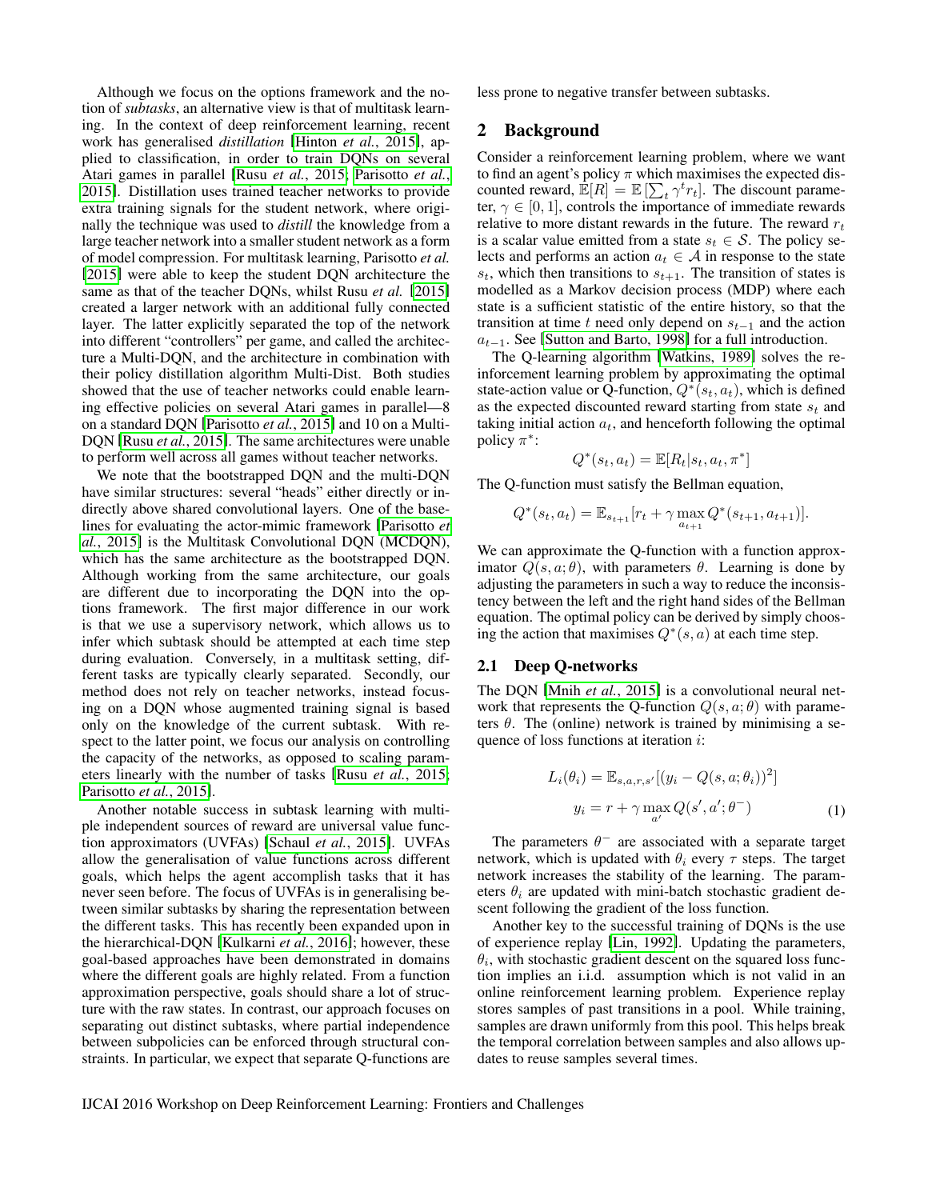Although we focus on the options framework and the notion of *subtasks*, an alternative view is that of multitask learning. In the context of deep reinforcement learning, recent work has generalised *distillation* [Hinton *et al.*, 2015], applied to classification, in order to train DQNs on several Atari games in parallel [Rusu *et al.*, 2015; Parisotto *et al.*, 2015]. Distillation uses trained teacher networks to provide extra training signals for the student network, where originally the technique was used to *distill* the knowledge from a large teacher network into a smaller student network as a form of model compression. For multitask learning, Parisotto *et al.* [2015] were able to keep the student DQN architecture the same as that of the teacher DQNs, whilst Rusu *et al.* [2015] created a larger network with an additional fully connected layer. The latter explicitly separated the top of the network into different "controllers" per game, and called the architecture a Multi-DQN, and the architecture in combination with their policy distillation algorithm Multi-Dist. Both studies showed that the use of teacher networks could enable learning effective policies on several Atari games in parallel—8 on a standard DQN [Parisotto *et al.*, 2015] and 10 on a Multi-DQN [Rusu *et al.*, 2015]. The same architectures were unable to perform well across all games without teacher networks.

We note that the bootstrapped DQN and the multi-DQN have similar structures: several "heads" either directly or indirectly above shared convolutional layers. One of the baselines for evaluating the actor-mimic framework [Parisotto *et al.*, 2015] is the Multitask Convolutional DQN (MCDQN), which has the same architecture as the bootstrapped DQN. Although working from the same architecture, our goals are different due to incorporating the DQN into the options framework. The first major difference in our work is that we use a supervisory network, which allows us to infer which subtask should be attempted at each time step during evaluation. Conversely, in a multitask setting, different tasks are typically clearly separated. Secondly, our method does not rely on teacher networks, instead focusing on a DQN whose augmented training signal is based only on the knowledge of the current subtask. With respect to the latter point, we focus our analysis on controlling the capacity of the networks, as opposed to scaling parameters linearly with the number of tasks [Rusu *et al.*, 2015; Parisotto *et al.*, 2015].

Another notable success in subtask learning with multiple independent sources of reward are universal value function approximators (UVFAs) [Schaul *et al.*, 2015]. UVFAs allow the generalisation of value functions across different goals, which helps the agent accomplish tasks that it has never seen before. The focus of UVFAs is in generalising between similar subtasks by sharing the representation between the different tasks. This has recently been expanded upon in the hierarchical-DQN [Kulkarni *et al.*, 2016]; however, these goal-based approaches have been demonstrated in domains where the different goals are highly related. From a function approximation perspective, goals should share a lot of structure with the raw states. In contrast, our approach focuses on separating out distinct subtasks, where partial independence between subpolicies can be enforced through structural constraints. In particular, we expect that separate Q-functions are less prone to negative transfer between subtasks.

## 2 Background

Consider a reinforcement learning problem, where we want to find an agent's policy $\pi$ which maximises the expected discounted reward, $\mathbb{E}[R] = \mathbb{E}\left[\sum_t \gamma^t r_t\right]$. The discount parameter, $\gamma \in [0, 1]$, controls the importance of immediate rewards relative to more distant rewards in the future. The reward $r_t$ is a scalar value emitted from a state $s_t \in \mathcal{S}$. The policy selects and performs an action $a_t \in \mathcal{A}$ in response to the state $s_t$, which then transitions to $s_{t+1}$. The transition of states is modelled as a Markov decision process (MDP) where each state is a sufficient statistic of the entire history, so that the transition at time $t$ need only depend on $s_{t-1}$ and the action $a_{t-1}$. See [Sutton and Barto, 1998] for a full introduction.

The Q-learning algorithm [Watkins, 1989] solves the reinforcement learning problem by approximating the optimal state-action value or Q-function, $Q^*(s_t, a_t)$, which is defined as the expected discounted reward starting from state $s_t$ and taking initial action $a_t$, and henceforth following the optimal policy $\pi^*$:

$$Q^*(s_t, a_t) = \mathbb{E}[R_t | s_t, a_t, \pi^*]$$

The Q-function must satisfy the Bellman equation,

$$Q^*(s_t, a_t) = \mathbb{E}_{s_{t+1}}[r_t + \gamma \max_{a_{t+1}} Q^*(s_{t+1}, a_{t+1})].$$

We can approximate the Q-function with a function approximator $Q(s, a; \theta)$, with parameters $\theta$. Learning is done by adjusting the parameters in such a way to reduce the inconsistency between the left and the right hand sides of the Bellman equation. The optimal policy can be derived by simply choosing the action that maximises $Q^*(s, a)$ at each time step.

### 2.1 Deep Q-networks

The DQN [Mnih *et al.*, 2015] is a convolutional neural network that represents the Q-function $Q(s, a; \theta)$ with parameters $\theta$. The (online) network is trained by minimising a sequence of loss functions at iteration $i$:

$$\begin{aligned} L_i(\theta_i) &= \mathbb{E}_{s,a,r,s'}[(y_i - Q(s, a; \theta_i))^2] \\ y_i &= r + \gamma \max_{a'} Q(s', a'; \theta^-) \end{aligned} \tag{1}$$

The parameters $\theta^-$ are associated with a separate target network, which is updated with $\theta_i$ every $\tau$ steps. The target network increases the stability of the learning. The parameters $\theta_i$ are updated with mini-batch stochastic gradient descent following the gradient of the loss function.

Another key to the successful training of DQNs is the use of experience replay [Lin, 1992]. Updating the parameters, $\theta_i$, with stochastic gradient descent on the squared loss function implies an i.i.d. assumption which is not valid in an online reinforcement learning problem. Experience replay stores samples of past transitions in a pool. While training, samples are drawn uniformly from this pool. This helps break the temporal correlation between samples and also allows updates to reuse samples several times.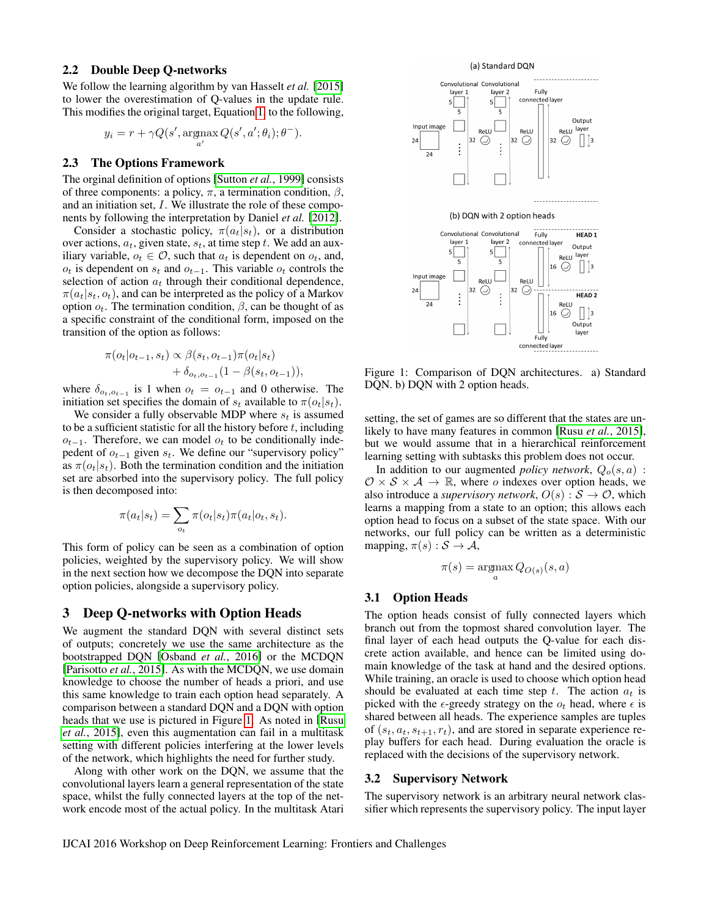### 2.2 Double Deep Q-networks

We follow the learning algorithm by van Hasselt *et al.* [2015] to lower the overestimation of Q-values in the update rule. This modifies the original target, Equation 1, to the following,

$$y_i = r + \gamma Q(s', \operatorname*{argmax}_{a'} Q(s', a'; \theta_i); \theta^-).$$

### 2.3 The Options Framework

The orginal definition of options [Sutton *et al.*, 1999] consists of three components: a policy, $\pi$, a termination condition, $\beta$, and an initiation set, $I$. We illustrate the role of these components by following the interpretation by Daniel *et al.* [2012].

Consider a stochastic policy, $\pi(a_t|s_t)$, or a distribution over actions, $a_t$, given state, $s_t$, at time step $t$. We add an auxiliary variable, $o_t \in \mathcal{O}$, such that $a_t$ is dependent on $o_t$, and, $o_t$ is dependent on $s_t$ and $o_{t-1}$. This variable $o_t$ controls the selection of action $a_t$ through their conditional dependence, $\pi(a_t|s_t, o_t)$, and can be interpreted as the policy of a Markov option $o_t$. The termination condition, $\beta$, can be thought of as a specific constraint of the conditional form, imposed on the transition of the option as follows:

$$\pi(o_t|o_{t-1}, s_t) \propto \beta(s_t, o_{t-1})\pi(o_t|s_t) + \delta_{o_t,o_{t-1}}(1 - \beta(s_t, o_{t-1})),$$

where $\delta_{o_t,o_{t-1}}$ is 1 when $o_t = o_{t-1}$ and 0 otherwise. The initiation set specifies the domain of $s_t$ available to $\pi(o_t|s_t)$.

We consider a fully observable MDP where $s_t$ is assumed to be a sufficient statistic for all the history before $t$, including $o_{t-1}$. Therefore, we can model $o_t$ to be conditionally independent of $o_{t-1}$ given $s_t$. We define our "supervisory policy" as $\pi(o_t|s_t)$. Both the termination condition and the initiation set are absorbed into the supervisory policy. The full policy is then decomposed into:

$$\pi(a_t|s_t) = \sum_{o_t} \pi(o_t|s_t)\pi(a_t|o_t, s_t).$$

This form of policy can be seen as a combination of option policies, weighted by the supervisory policy. We will show in the next section how we decompose the DQN into separate option policies, alongside a supervisory policy.

## 3 Deep Q-networks with Option Heads

We augment the standard DQN with several distinct sets of outputs; concretely we use the same architecture as the bootstrapped DQN [Osband *et al.*, 2016] or the MCDQN [Parisotto *et al.*, 2015]. As with the MCDQN, we use domain knowledge to choose the number of heads a priori, and use this same knowledge to train each option head separately. A comparison between a standard DQN and a DQN with option heads that we use is pictured in Figure 1. As noted in [Rusu *et al.*, 2015], even this augmentation can fail in a multitask setting with different policies interfering at the lower levels of the network, which highlights the need for further study.

Along with other work on the DQN, we assume that the convolutional layers learn a general representation of the state space, whilst the fully connected layers at the top of the network encode most of the actual policy. In the multitask Atari setting, the set of games are so different that the states are unlikely to have many features in common [Rusu *et al.*, 2015], but we would assume that in a hierarchical reinforcement learning setting with subtasks this problem does not occur.

Figure 1: Comparison of DQN architectures. a) Standard DQN. b) DQN with 2 option heads.

In addition to our augmented *policy network*, $Q_o(s, a) : \mathcal{O} \times \mathcal{S} \times \mathcal{A} \rightarrow \mathbb{R}$, where $o$ indexes over option heads, we also introduce a *supervisory network*, $O(s) : \mathcal{S} \rightarrow \mathcal{O}$, which learns a mapping from a state to an option; this allows each option head to focus on a subset of the state space. With our networks, our full policy can be written as a deterministic mapping, $\pi(s) : \mathcal{S} \rightarrow \mathcal{A}$,

$$\pi(s) = \operatorname*{argmax}_a Q_{O(s)}(s, a)$$

### 3.1 Option Heads

The option heads consist of fully connected layers which branch out from the topmost shared convolution layer. The final layer of each head outputs the Q-value for each discrete action available, and hence can be limited using domain knowledge of the task at hand and the desired options. While training, an oracle is used to choose which option head should be evaluated at each time step $t$. The action $a_t$ is picked with the $\epsilon$-greedy strategy on the $o_t$ head, where $\epsilon$ is shared between all heads. The experience samples are tuples of $(s_t, a_t, s_{t+1}, r_t)$, and are stored in separate experience replay buffers for each head. During evaluation the oracle is replaced with the decisions of the supervisory network.

### 3.2 Supervisory Network

The supervisory network is an arbitrary neural network classifier which represents the supervisory policy. The input layer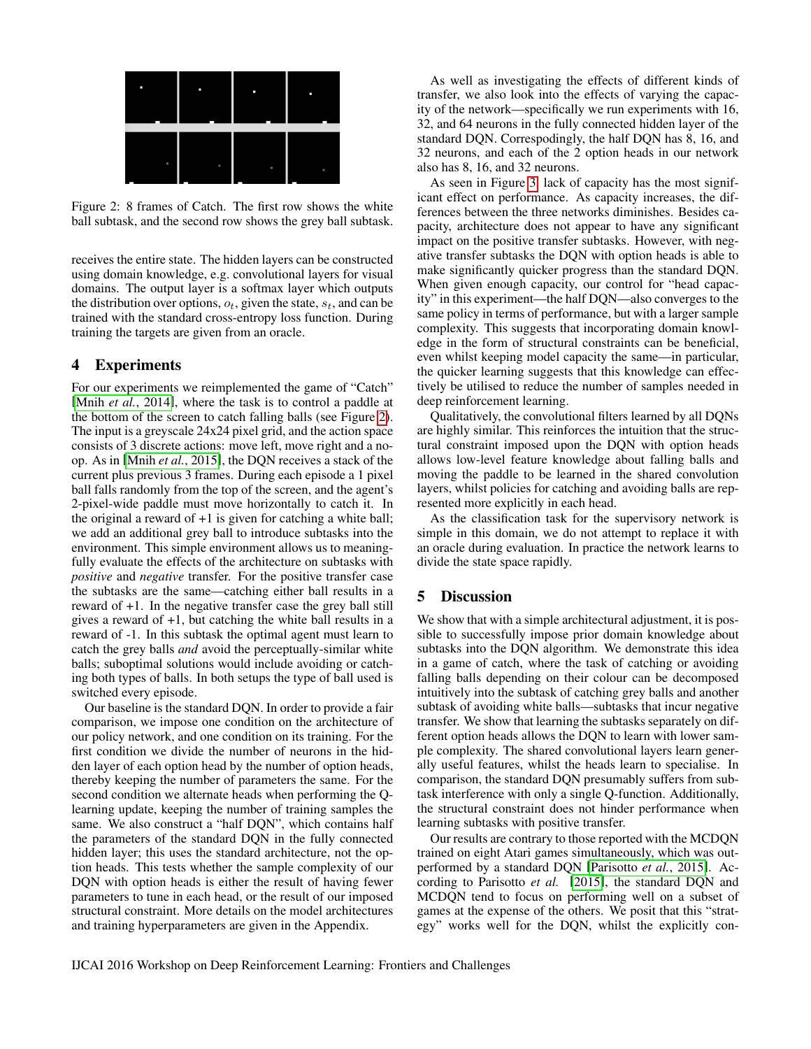Figure 2: 8 frames of Catch. The first row shows the white ball subtask, and the second row shows the grey ball subtask.

receives the entire state. The hidden layers can be constructed using domain knowledge, e.g. convolutional layers for visual domains. The output layer is a softmax layer which outputs the distribution over options, $o_t$, given the state, $s_t$, and can be trained with the standard cross-entropy loss function. During training the targets are given from an oracle.

## 4 Experiments

For our experiments we reimplemented the game of "Catch" [Mnih *et al.*, 2014], where the task is to control a paddle at the bottom of the screen to catch falling balls (see Figure 2). The input is a greyscale 24x24 pixel grid, and the action space consists of 3 discrete actions: move left, move right and a no-op. As in [Mnih *et al.*, 2015], the DQN receives a stack of the current plus previous 3 frames. During each episode a 1 pixel ball falls randomly from the top of the screen, and the agent's 2-pixel-wide paddle must move horizontally to catch it. In the original a reward of +1 is given for catching a white ball; we add an additional grey ball to introduce subtasks into the environment. This simple environment allows us to meaningfully evaluate the effects of the architecture on subtasks with *positive* and *negative* transfer. For the positive transfer case the subtasks are the same—catching either ball results in a reward of +1. In the negative transfer case the grey ball still gives a reward of +1, but catching the white ball results in a reward of -1. In this subtask the optimal agent must learn to catch the grey balls *and* avoid the perceptually-similar white balls; suboptimal solutions would include avoiding or catching both types of balls. In both setups the type of ball used is switched every episode.

Our baseline is the standard DQN. In order to provide a fair comparison, we impose one condition on the architecture of our policy network, and one condition on its training. For the first condition we divide the number of neurons in the hidden layer of each option head by the number of option heads, thereby keeping the number of parameters the same. For the second condition we alternate heads when performing the Q-learning update, keeping the number of training samples the same. We also construct a "half DQN", which contains half the parameters of the standard DQN in the fully connected hidden layer; this uses the standard architecture, not the option heads. This tests whether the sample complexity of our DQN with option heads is either the result of having fewer parameters to tune in each head, or the result of our imposed structural constraint. More details on the model architectures and training hyperparameters are given in the Appendix.

As well as investigating the effects of different kinds of transfer, we also look into the effects of varying the capacity of the network—specifically we run experiments with 16, 32, and 64 neurons in the fully connected hidden layer of the standard DQN. Correspodingly, the half DQN has 8, 16, and 32 neurons, and each of the 2 option heads in our network also has 8, 16, and 32 neurons.

As seen in Figure 3, lack of capacity has the most significant effect on performance. As capacity increases, the differences between the three networks diminishes. Besides capacity, architecture does not appear to have any significant impact on the positive transfer subtasks. However, with negative transfer subtasks the DQN with option heads is able to make significantly quicker progress than the standard DQN. When given enough capacity, our control for "head capacity" in this experiment—the half DQN—also converges to the same policy in terms of performance, but with a larger sample complexity. This suggests that incorporating domain knowledge in the form of structural constraints can be beneficial, even whilst keeping model capacity the same—in particular, the quicker learning suggests that this knowledge can effectively be utilised to reduce the number of samples needed in deep reinforcement learning.

Qualitatively, the convolutional filters learned by all DQNs are highly similar. This reinforces the intuition that the structural constraint imposed upon the DQN with option heads allows low-level feature knowledge about falling balls and moving the paddle to be learned in the shared convolution layers, whilst policies for catching and avoiding balls are represented more explicitly in each head.

As the classification task for the supervisory network is simple in this domain, we do not attempt to replace it with an oracle during evaluation. In practice the network learns to divide the state space rapidly.

## 5 Discussion

We show that with a simple architectural adjustment, it is possible to successfully impose prior domain knowledge about subtasks into the DQN algorithm. We demonstrate this idea in a game of catch, where the task of catching or avoiding falling balls depending on their colour can be decomposed intuitively into the subtask of catching grey balls and another subtask of avoiding white balls—subtasks that incur negative transfer. We show that learning the subtasks separately on different option heads allows the DQN to learn with lower sample complexity. The shared convolutional layers learn generally useful features, whilst the heads learn to specialise. In comparison, the standard DQN presumably suffers from subtask interference with only a single Q-function. Additionally, the structural constraint does not hinder performance when learning subtasks with positive transfer.

Our results are contrary to those reported with the MCDQN trained on eight Atari games simultaneously, which was outperformed by a standard DQN [Parisotto *et al.*, 2015]. According to Parisotto *et al.* [2015], the standard DQN and MCDQN tend to focus on performing well on a subset of games at the expense of the others. We posit that this "strategy" works well for the DQN, whilst the explicitly con-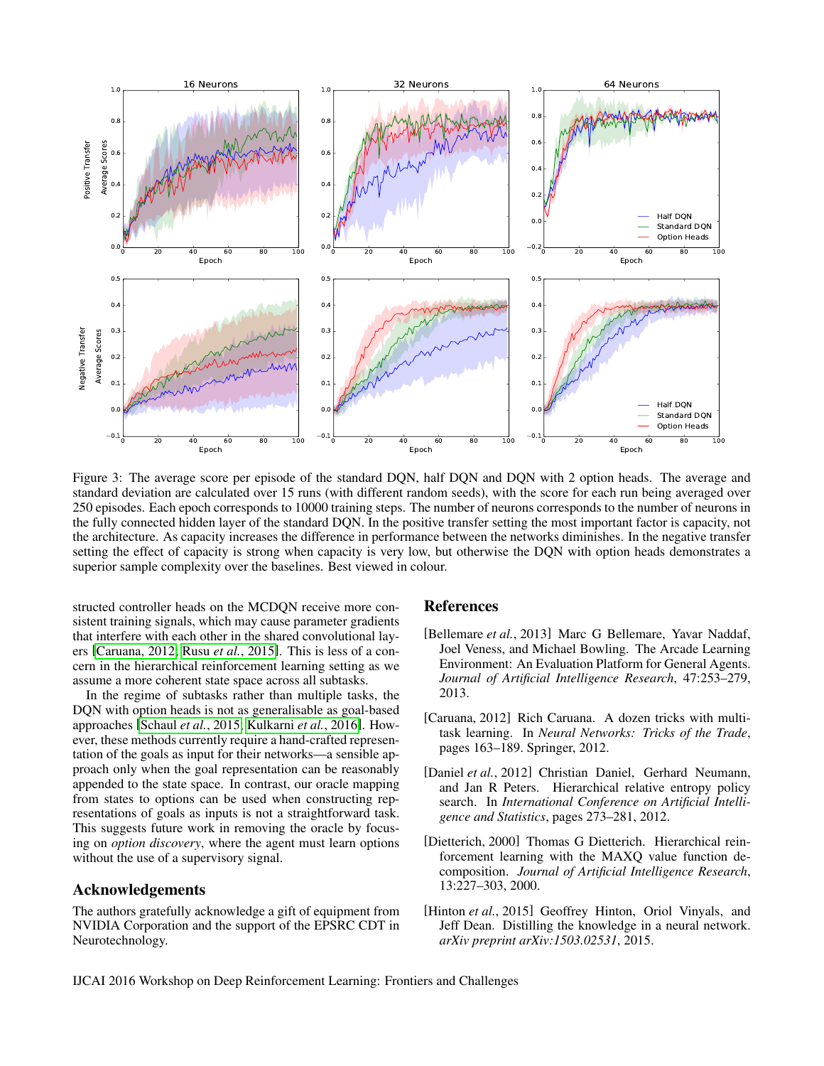Figure 3: The average score per episode of the standard DQN, half DQN and DQN with 2 option heads. The average and standard deviation are calculated over 15 runs (with different random seeds), with the score for each run being averaged over 250 episodes. Each epoch corresponds to 10000 training steps. The number of neurons corresponds to the number of neurons in the fully connected hidden layer of the standard DQN. In the positive transfer setting the most important factor is capacity, not the architecture. As capacity increases the difference in performance between the networks diminishes. In the negative transfer setting the effect of capacity is strong when capacity is very low, but otherwise the DQN with option heads demonstrates a superior sample complexity over the baselines. Best viewed in colour.

structed controller heads on the MCDQN receive more consistent training signals, which may cause parameter gradients that interfere with each other in the shared convolutional layers [Caruana, 2012; Rusu *et al.*, 2015]. This is less of a concern in the hierarchical reinforcement learning setting as we assume a more coherent state space across all subtasks.

In the regime of subtasks rather than multiple tasks, the DQN with option heads is not as generalisable as goal-based approaches [Schaul *et al.*, 2015; Kulkarni *et al.*, 2016]. However, these methods currently require a hand-crafted representation of the goals as input for their networks—a sensible approach only when the goal representation can be reasonably appended to the state space. In contrast, our oracle mapping from states to options can be used when constructing representations of goals as inputs is not a straightforward task. This suggests future work in removing the oracle by focusing on *option discovery*, where the agent must learn options without the use of a supervisory signal.

## Acknowledgements

The authors gratefully acknowledge a gift of equipment from NVIDIA Corporation and the support of the EPSRC CDT in Neurotechnology.

## References

[Bellemare *et al.*, 2013] Marc G Bellemare, Yavar Naddaf, Joel Veness, and Michael Bowling. The Arcade Learning Environment: An Evaluation Platform for General Agents. *Journal of Artificial Intelligence Research*, 47:253–279, 2013.

[Caruana, 2012] Rich Caruana. A dozen tricks with multitask learning. In *Neural Networks: Tricks of the Trade*, pages 163–189. Springer, 2012.

[Daniel *et al.*, 2012] Christian Daniel, Gerhard Neumann, and Jan R Peters. Hierarchical relative entropy policy search. In *International Conference on Artificial Intelligence and Statistics*, pages 273–281, 2012.

[Dietterich, 2000] Thomas G Dietterich. Hierarchical reinforcement learning with the MAXQ value function decomposition. *Journal of Artificial Intelligence Research*, 13:227–303, 2000.

[Hinton *et al.*, 2015] Geoffrey Hinton, Oriol Vinyals, and Jeff Dean. Distilling the knowledge in a neural network. *arXiv preprint arXiv:1503.02531*, 2015.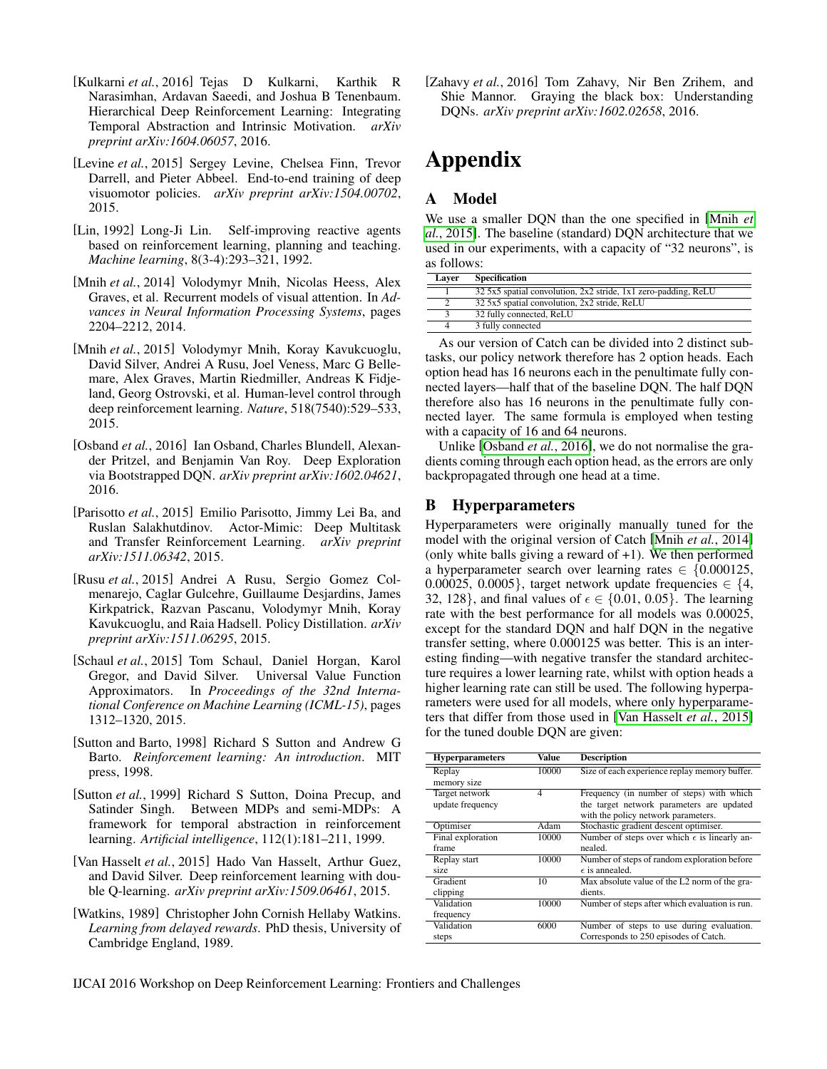[Kulkarni *et al.*, 2016] Tejas D Kulkarni, Karthik R Narasimhan, Ardavan Saeedi, and Joshua B Tenenbaum. Hierarchical Deep Reinforcement Learning: Integrating Temporal Abstraction and Intrinsic Motivation. *arXiv preprint arXiv:1604.06057*, 2016.

[Levine *et al.*, 2015] Sergey Levine, Chelsea Finn, Trevor Darrell, and Pieter Abbeel. End-to-end training of deep visuomotor policies. *arXiv preprint arXiv:1504.00702*, 2015.

[Lin, 1992] Long-Ji Lin. Self-improving reactive agents based on reinforcement learning, planning and teaching. *Machine learning*, 8(3-4):293–321, 1992.

[Mnih *et al.*, 2014] Volodymyr Mnih, Nicolas Heess, Alex Graves, et al. Recurrent models of visual attention. In *Advances in Neural Information Processing Systems*, pages 2204–2212, 2014.

[Mnih *et al.*, 2015] Volodymyr Mnih, Koray Kavukcuoglu, David Silver, Andrei A Rusu, Joel Veness, Marc G Bellemare, Alex Graves, Martin Riedmiller, Andreas K Fidjeland, Georg Ostrovski, et al. Human-level control through deep reinforcement learning. *Nature*, 518(7540):529–533, 2015.

[Osband *et al.*, 2016] Ian Osband, Charles Blundell, Alexander Pritzel, and Benjamin Van Roy. Deep Exploration via Bootstrapped DQN. *arXiv preprint arXiv:1602.04621*, 2016.

[Parisotto *et al.*, 2015] Emilio Parisotto, Jimmy Lei Ba, and Ruslan Salakhutdinov. Actor-Mimic: Deep Multitask and Transfer Reinforcement Learning. *arXiv preprint arXiv:1511.06342*, 2015.

[Rusu *et al.*, 2015] Andrei A Rusu, Sergio Gomez Colmenarejo, Caglar Gulcehre, Guillaume Desjardins, James Kirkpatrick, Razvan Pascanu, Volodymyr Mnih, Koray Kavukcuoglu, and Raia Hadsell. Policy Distillation. *arXiv preprint arXiv:1511.06295*, 2015.

[Schaul *et al.*, 2015] Tom Schaul, Daniel Horgan, Karol Gregor, and David Silver. Universal Value Function Approximators. In *Proceedings of the 32nd International Conference on Machine Learning (ICML-15)*, pages 1312–1320, 2015.

[Sutton and Barto, 1998] Richard S Sutton and Andrew G Barto. *Reinforcement learning: An introduction*. MIT press, 1998.

[Sutton *et al.*, 1999] Richard S Sutton, Doina Precup, and Satinder Singh. Between MDPs and semi-MDPs: A framework for temporal abstraction in reinforcement learning. *Artificial intelligence*, 112(1):181–211, 1999.

[Van Hasselt *et al.*, 2015] Hado Van Hasselt, Arthur Guez, and David Silver. Deep reinforcement learning with double Q-learning. *arXiv preprint arXiv:1509.06461*, 2015.

[Watkins, 1989] Christopher John Cornish Hellaby Watkins. *Learning from delayed rewards*. PhD thesis, University of Cambridge England, 1989.

[Zahavy *et al.*, 2016] Tom Zahavy, Nir Ben Zrihem, and Shie Mannor. Graying the black box: Understanding DQNs. *arXiv preprint arXiv:1602.02658*, 2016.

# Appendix

## A Model

We use a smaller DQN than the one specified in [Mnih *et al.*, 2015]. The baseline (standard) DQN architecture that we used in our experiments, with a capacity of "32 neurons", is as follows:

| Layer | Specification |
|---|---|
| 1 | 32 5x5 spatial convolution, 2x2 stride, 1x1 zero-padding, ReLU |
| 2 | 32 5x5 spatial convolution, 2x2 stride, ReLU |
| 3 | 32 fully connected, ReLU |
| 4 | 3 fully connected |

As our version of Catch can be divided into 2 distinct subtasks, our policy network therefore has 2 option heads. Each option head has 16 neurons each in the penultimate fully connected layers—half that of the baseline DQN. The half DQN therefore also has 16 neurons in the penultimate fully connected layer. The same formula is employed when testing with a capacity of 16 and 64 neurons.

Unlike [Osband *et al.*, 2016], we do not normalise the gradients coming through each option head, as the errors are only backpropagated through one head at a time.

## B Hyperparameters

Hyperparameters were originally manually tuned for the model with the original version of Catch [Mnih *et al.*, 2014] (only white balls giving a reward of +1). We then performed a hyperparameter search over learning rates $\in \{0.000125, 0.00025, 0.0005\}$, target network update frequencies $\in \{4, 32, 128\}$, and final values of $\epsilon \in \{0.01, 0.05\}$. The learning rate with the best performance for all models was 0.00025, except for the standard DQN and half DQN in the negative transfer setting, where 0.000125 was better. This is an interesting finding—with negative transfer the standard architecture requires a lower learning rate, whilst with option heads a higher learning rate can still be used. The following hyperparameters were used for all models, where only hyperparameters that differ from those used in [Van Hasselt *et al.*, 2015] for the tuned double DQN are given:

| Hyperparameters | Value | Description |
|---|---|---|
| Replay memory size | 10000 | Size of each experience replay memory buffer. |
| Target network update frequency | 4 | Frequency (in number of steps) with which the target network parameters are updated with the policy network parameters. |
| Optimiser | Adam | Stochastic gradient descent optimiser. |
| Final exploration frame | 10000 | Number of steps over which $\epsilon$ is linearly annealed. |
| Replay start size | 10000 | Number of steps of random exploration before $\epsilon$ is annealed. |
| Gradient clipping | 10 | Max absolute value of the L2 norm of the gradients. |
| Validation frequency | 10000 | Number of steps after which evaluation is run. |
| Validation steps | 6000 | Number of steps to use during evaluation. Corresponds to 250 episodes of Catch. |